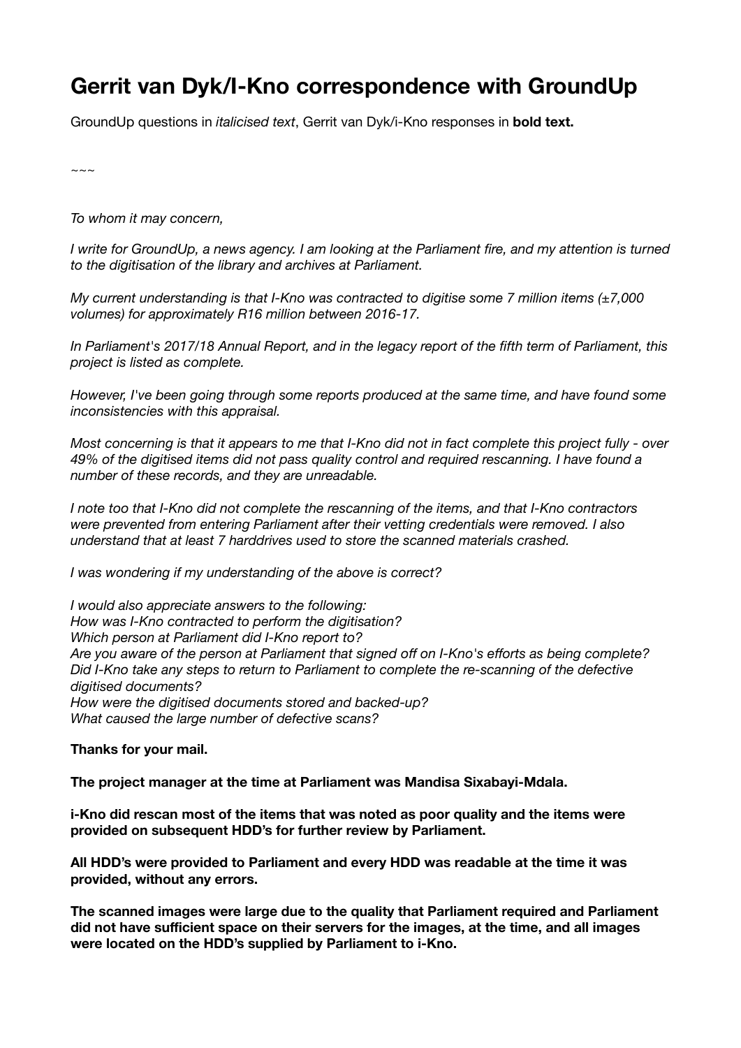# Gerrit van Dyk/I-Kno correspondence with GroundUp

GroundUp questions in *italicised text*, Gerrit van Dyk/i-Kno responses in **bold text.**

~~~

*To whom it may concern,*

*I write for GroundUp, a news agency. I am looking at the Parliament fire, and my attention is turned to the digitisation of the library and archives at Parliament.*

*My current understanding is that I-Kno was contracted to digitise some 7 million items (±7,000 volumes) for approximately R16 million between 2016-17.*

*In Parliament's 2017/18 Annual Report, and in the legacy report of the fifth term of Parliament, this project is listed as complete.*

*However, I've been going through some reports produced at the same time, and have found some inconsistencies with this appraisal.*

*Most concerning is that it appears to me that I-Kno did not in fact complete this project fully - over 49% of the digitised items did not pass quality control and required rescanning. I have found a number of these records, and they are unreadable.*

*I note too that I-Kno did not complete the rescanning of the items, and that I-Kno contractors were prevented from entering Parliament after their vetting credentials were removed. I also understand that at least 7 harddrives used to store the scanned materials crashed.*

*I was wondering if my understanding of the above is correct?*

*I would also appreciate answers to the following:*
*How was I-Kno contracted to perform the digitisation?*
*Which person at Parliament did I-Kno report to?*
*Are you aware of the person at Parliament that signed off on I-Kno's efforts as being complete?*
*Did I-Kno take any steps to return to Parliament to complete the re-scanning of the defective digitised documents?*
*How were the digitised documents stored and backed-up?*
*What caused the large number of defective scans?*

**Thanks for your mail.**

**The project manager at the time at Parliament was Mandisa Sixabayi-Mdala.**

**i-Kno did rescan most of the items that was noted as poor quality and the items were provided on subsequent HDD's for further review by Parliament.**

**All HDD's were provided to Parliament and every HDD was readable at the time it was provided, without any errors.**

**The scanned images were large due to the quality that Parliament required and Parliament did not have sufficient space on their servers for the images, at the time, and all images were located on the HDD's supplied by Parliament to i-Kno.**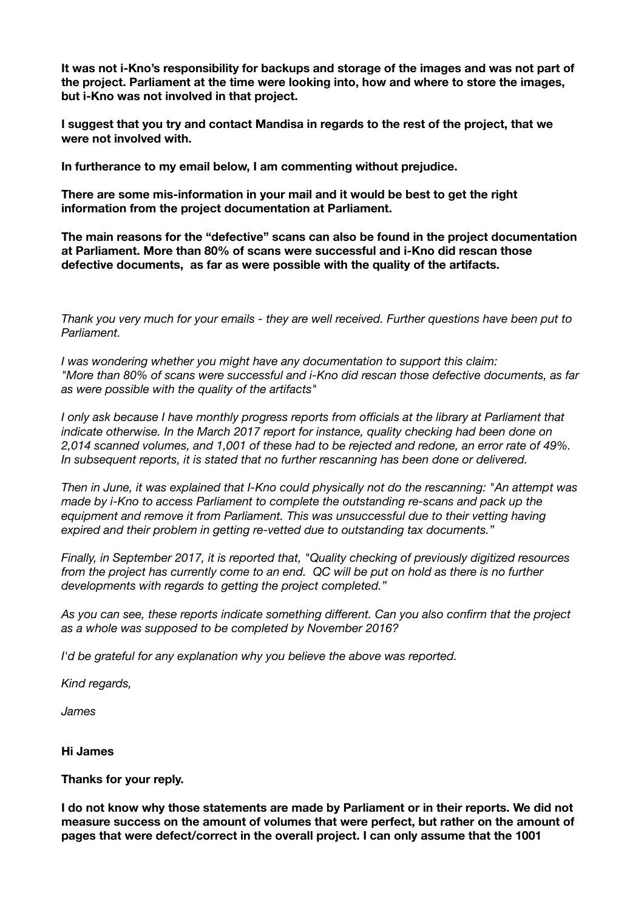**It was not i-Kno's responsibility for backups and storage of the images and was not part of the project. Parliament at the time were looking into, how and where to store the images, but i-Kno was not involved in that project.**

**I suggest that you try and contact Mandisa in regards to the rest of the project, that we were not involved with.**

**In furtherance to my email below, I am commenting without prejudice.**

**There are some mis-information in your mail and it would be best to get the right information from the project documentation at Parliament.**

**The main reasons for the "defective" scans can also be found in the project documentation at Parliament. More than 80% of scans were successful and i-Kno did rescan those defective documents, as far as were possible with the quality of the artifacts.**

*Thank you very much for your emails - they are well received. Further questions have been put to Parliament.*

*I was wondering whether you might have any documentation to support this claim: "More than 80% of scans were successful and i-Kno did rescan those defective documents, as far as were possible with the quality of the artifacts"*

*I only ask because I have monthly progress reports from officials at the library at Parliament that indicate otherwise. In the March 2017 report for instance, quality checking had been done on 2,014 scanned volumes, and 1,001 of these had to be rejected and redone, an error rate of 49%. In subsequent reports, it is stated that no further rescanning has been done or delivered.*

*Then in June, it was explained that I-Kno could physically not do the rescanning: "An attempt was made by i-Kno to access Parliament to complete the outstanding re-scans and pack up the equipment and remove it from Parliament. This was unsuccessful due to their vetting having expired and their problem in getting re-vetted due to outstanding tax documents."*

*Finally, in September 2017, it is reported that, "Quality checking of previously digitized resources from the project has currently come to an end. QC will be put on hold as there is no further developments with regards to getting the project completed."*

*As you can see, these reports indicate something different. Can you also confirm that the project as a whole was supposed to be completed by November 2016?*

*I'd be grateful for any explanation why you believe the above was reported.*

*Kind regards,*

*James*

**Hi James**

**Thanks for your reply.**

**I do not know why those statements are made by Parliament or in their reports. We did not measure success on the amount of volumes that were perfect, but rather on the amount of pages that were defect/correct in the overall project. I can only assume that the 1001**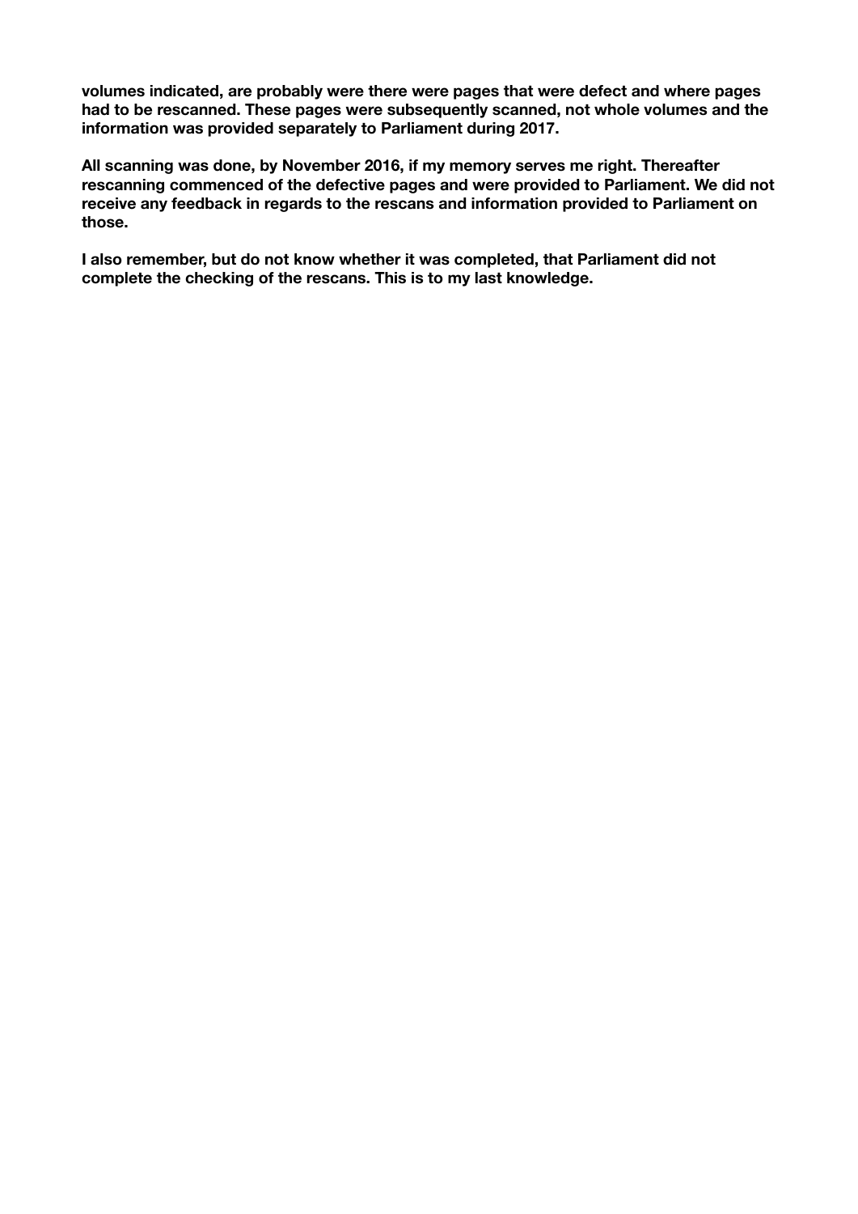**volumes indicated, are probably were there were pages that were defect and where pages had to be rescanned. These pages were subsequently scanned, not whole volumes and the information was provided separately to Parliament during 2017.**

**All scanning was done, by November 2016, if my memory serves me right. Thereafter rescanning commenced of the defective pages and were provided to Parliament. We did not receive any feedback in regards to the rescans and information provided to Parliament on those.**

**I also remember, but do not know whether it was completed, that Parliament did not complete the checking of the rescans. This is to my last knowledge.**